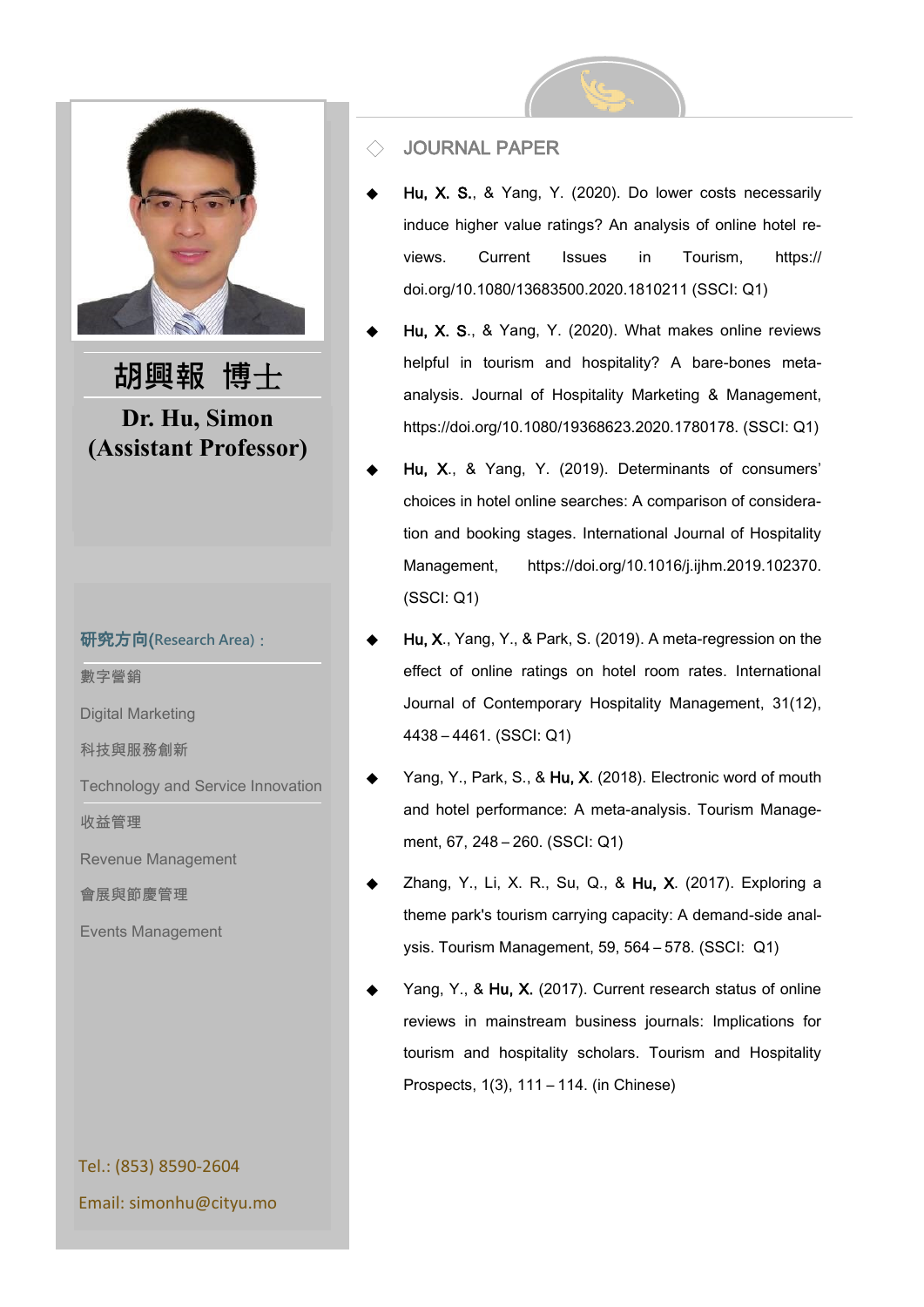# 胡興報 博士

## Dr. Hu, Simon (Assistant Professor)

**研究方向(Research Area)：**

數字營銷

Digital Marketing

科技與服務創新

Technology and Service Innovation

收益管理

Revenue Management

會展與節慶管理

Events Management

Tel.: (853) 8590-2604

Email: simonhu@cityu.mo

## JOURNAL PAPER

- **Hu, X. S.**, & Yang, Y. (2020). Do lower costs necessarily induce higher value ratings? An analysis of online hotel reviews. Current Issues in Tourism, https://doi.org/10.1080/13683500.2020.1810211 (SSCI: Q1)
- **Hu, X. S.**, & Yang, Y. (2020). What makes online reviews helpful in tourism and hospitality? A bare-bones meta-analysis. Journal of Hospitality Marketing & Management, https://doi.org/10.1080/19368623.2020.1780178. (SSCI: Q1)
- **Hu, X.**, & Yang, Y. (2019). Determinants of consumers' choices in hotel online searches: A comparison of consideration and booking stages. International Journal of Hospitality Management, https://doi.org/10.1016/j.ijhm.2019.102370. (SSCI: Q1)
- **Hu, X.**, Yang, Y., & Park, S. (2019). A meta-regression on the effect of online ratings on hotel room rates. International Journal of Contemporary Hospitality Management, 31(12), 4438 – 4461. (SSCI: Q1)
- Yang, Y., Park, S., & **Hu, X.** (2018). Electronic word of mouth and hotel performance: A meta-analysis. Tourism Management, 67, 248 – 260. (SSCI: Q1)
- Zhang, Y., Li, X. R., Su, Q., & **Hu, X**. (2017). Exploring a theme park's tourism carrying capacity: A demand-side analysis. Tourism Management, 59, 564 – 578. (SSCI: Q1)
- Yang, Y., & **Hu, X.** (2017). Current research status of online reviews in mainstream business journals: Implications for tourism and hospitality scholars. Tourism and Hospitality Prospects, 1(3), 111 – 114. (in Chinese)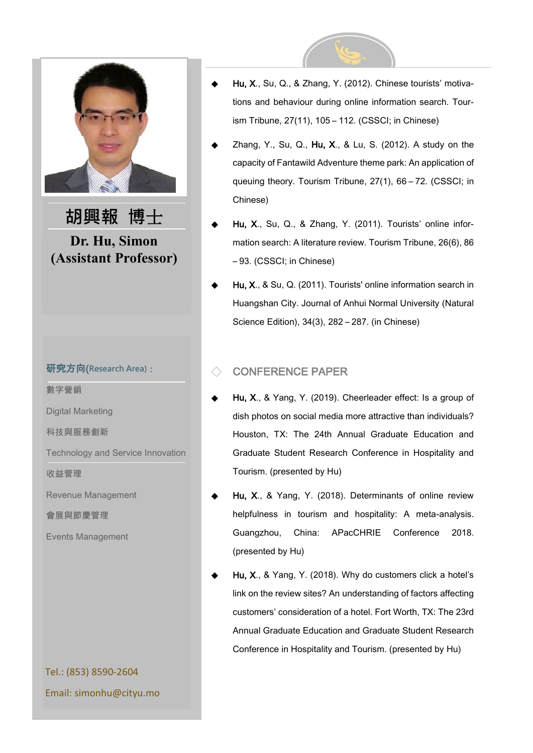# 胡興報 博士

## Dr. Hu, Simon
## (Assistant Professor)

**研究方向(Research Area)：**

數字營銷

Digital Marketing

科技與服務創新

Technology and Service Innovation

收益管理

Revenue Management

會展與節慶管理

Events Management

Tel.: (853) 8590-2604

Email: simonhu@cityu.mo

- **Hu, X.**, Su, Q., & Zhang, Y. (2012). Chinese tourists' motivations and behaviour during online information search. Tourism Tribune, 27(11), 105 – 112. (CSSCI; in Chinese)
- Zhang, Y., Su, Q., **Hu, X.**, & Lu, S. (2012). A study on the capacity of Fantawild Adventure theme park: An application of queuing theory. Tourism Tribune, 27(1), 66 – 72. (CSSCI; in Chinese)
- **Hu, X.**, Su, Q., & Zhang, Y. (2011). Tourists' online information search: A literature review. Tourism Tribune, 26(6), 86 – 93. (CSSCI; in Chinese)
- **Hu, X.**, & Su, Q. (2011). Tourists' online information search in Huangshan City. Journal of Anhui Normal University (Natural Science Edition), 34(3), 282 – 287. (in Chinese)

## CONFERENCE PAPER

- **Hu, X.**, & Yang, Y. (2019). Cheerleader effect: Is a group of dish photos on social media more attractive than individuals? Houston, TX: The 24th Annual Graduate Education and Graduate Student Research Conference in Hospitality and Tourism. (presented by Hu)
- **Hu, X.**, & Yang, Y. (2018). Determinants of online review helpfulness in tourism and hospitality: A meta-analysis. Guangzhou, China: APacCHRIE Conference 2018. (presented by Hu)
- **Hu, X.**, & Yang, Y. (2018). Why do customers click a hotel's link on the review sites? An understanding of factors affecting customers' consideration of a hotel. Fort Worth, TX: The 23rd Annual Graduate Education and Graduate Student Research Conference in Hospitality and Tourism. (presented by Hu)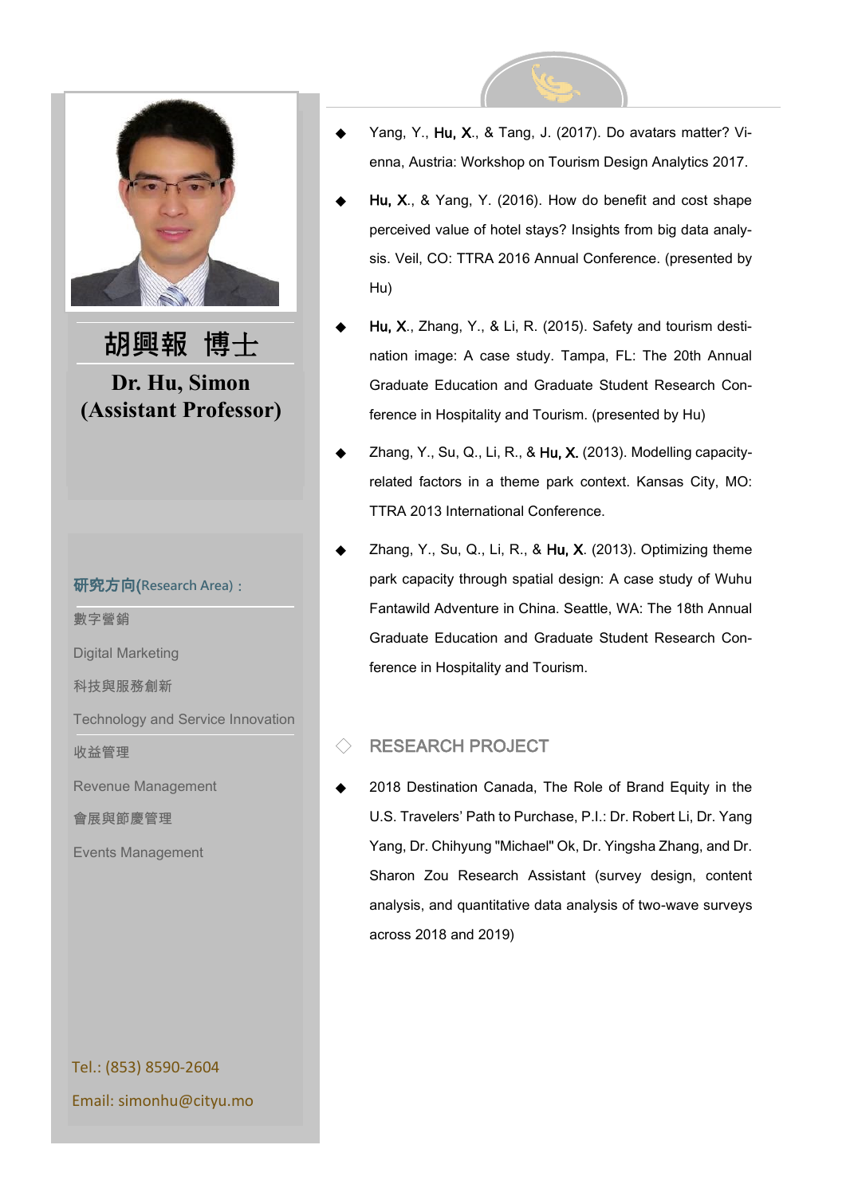# 胡興報 博士

## Dr. Hu, Simon (Assistant Professor)

**研究方向(Research Area)：**

數字營銷

Digital Marketing

科技與服務創新

Technology and Service Innovation

收益管理

Revenue Management

會展與節慶管理

Events Management

Tel.: (853) 8590-2604

Email: simonhu@cityu.mo

- Yang, Y., **Hu, X.**, & Tang, J. (2017). Do avatars matter? Vienna, Austria: Workshop on Tourism Design Analytics 2017.
- **Hu, X.**, & Yang, Y. (2016). How do benefit and cost shape perceived value of hotel stays? Insights from big data analysis. Veil, CO: TTRA 2016 Annual Conference. (presented by Hu)
- **Hu, X.**, Zhang, Y., & Li, R. (2015). Safety and tourism destination image: A case study. Tampa, FL: The 20th Annual Graduate Education and Graduate Student Research Conference in Hospitality and Tourism. (presented by Hu)
- Zhang, Y., Su, Q., Li, R., & **Hu, X.** (2013). Modelling capacity-related factors in a theme park context. Kansas City, MO: TTRA 2013 International Conference.
- Zhang, Y., Su, Q., Li, R., & **Hu, X**. (2013). Optimizing theme park capacity through spatial design: A case study of Wuhu Fantawild Adventure in China. Seattle, WA: The 18th Annual Graduate Education and Graduate Student Research Conference in Hospitality and Tourism.

## RESEARCH PROJECT

- 2018 Destination Canada, The Role of Brand Equity in the U.S. Travelers' Path to Purchase, P.I.: Dr. Robert Li, Dr. Yang Yang, Dr. Chihyung "Michael" Ok, Dr. Yingsha Zhang, and Dr. Sharon Zou Research Assistant (survey design, content analysis, and quantitative data analysis of two-wave surveys across 2018 and 2019)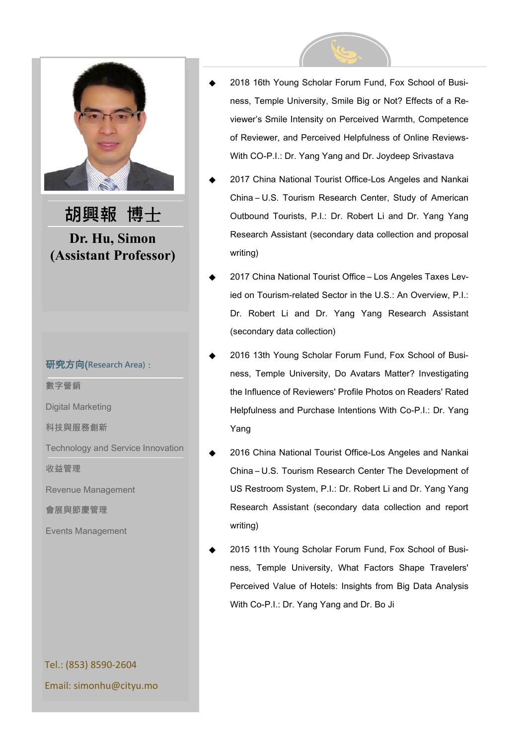# 胡興報 博士

**Dr. Hu, Simon (Assistant Professor)**

**研究方向(Research Area)：**

數字營銷

Digital Marketing

科技與服務創新

Technology and Service Innovation

收益管理

Revenue Management

會展與節慶管理

Events Management

Tel.: (853) 8590-2604

Email: simonhu@cityu.mo

- 2018 16th Young Scholar Forum Fund, Fox School of Business, Temple University, Smile Big or Not? Effects of a Reviewer's Smile Intensity on Perceived Warmth, Competence of Reviewer, and Perceived Helpfulness of Online Reviews- With CO-P.I.: Dr. Yang Yang and Dr. Joydeep Srivastava
- 2017 China National Tourist Office-Los Angeles and Nankai China – U.S. Tourism Research Center, Study of American Outbound Tourists, P.I.: Dr. Robert Li and Dr. Yang Yang Research Assistant (secondary data collection and proposal writing)
- 2017 China National Tourist Office – Los Angeles Taxes Levied on Tourism-related Sector in the U.S.: An Overview, P.I.: Dr. Robert Li and Dr. Yang Yang Research Assistant (secondary data collection)
- 2016 13th Young Scholar Forum Fund, Fox School of Business, Temple University, Do Avatars Matter? Investigating the Influence of Reviewers' Profile Photos on Readers' Rated Helpfulness and Purchase Intentions With Co-P.I.: Dr. Yang Yang
- 2016 China National Tourist Office-Los Angeles and Nankai China – U.S. Tourism Research Center The Development of US Restroom System, P.I.: Dr. Robert Li and Dr. Yang Yang Research Assistant (secondary data collection and report writing)
- 2015 11th Young Scholar Forum Fund, Fox School of Business, Temple University, What Factors Shape Travelers' Perceived Value of Hotels: Insights from Big Data Analysis With Co-P.I.: Dr. Yang Yang and Dr. Bo Ji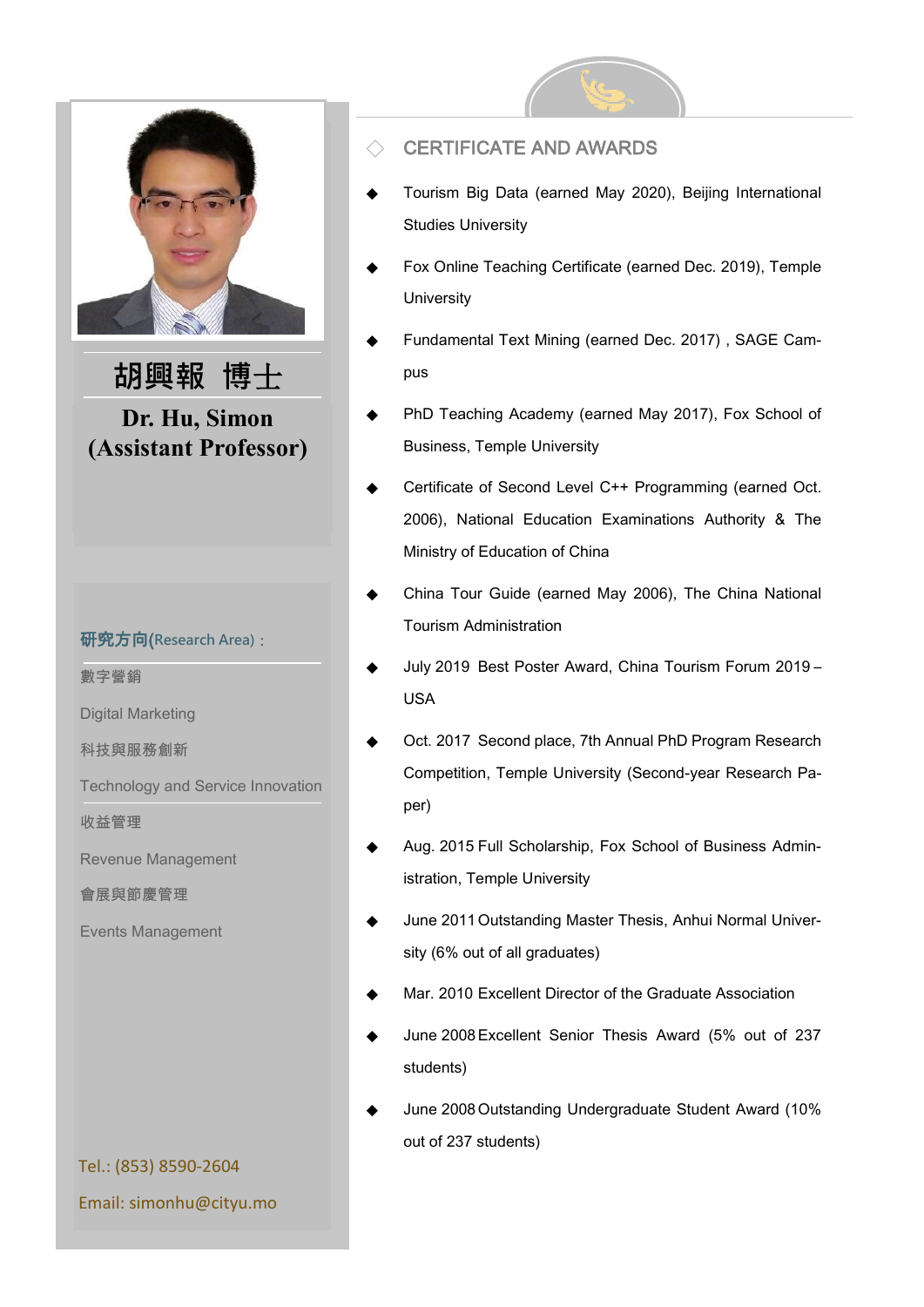# 胡興報 博士

**Dr. Hu, Simon**
**(Assistant Professor)**

**研究方向(Research Area)：**

數字營銷

Digital Marketing

科技與服務創新

Technology and Service Innovation

收益管理

Revenue Management

會展與節慶管理

Events Management

Tel.: (853) 8590-2604

Email: simonhu@cityu.mo

## CERTIFICATE AND AWARDS

- Tourism Big Data (earned May 2020), Beijing International Studies University
- Fox Online Teaching Certificate (earned Dec. 2019), Temple University
- Fundamental Text Mining (earned Dec. 2017) , SAGE Campus
- PhD Teaching Academy (earned May 2017), Fox School of Business, Temple University
- Certificate of Second Level C++ Programming (earned Oct. 2006), National Education Examinations Authority & The Ministry of Education of China
- China Tour Guide (earned May 2006), The China National Tourism Administration
- July 2019 Best Poster Award, China Tourism Forum 2019 – USA
- Oct. 2017 Second place, 7th Annual PhD Program Research Competition, Temple University (Second-year Research Paper)
- Aug. 2015 Full Scholarship, Fox School of Business Administration, Temple University
- June 2011 Outstanding Master Thesis, Anhui Normal University (6% out of all graduates)
- Mar. 2010 Excellent Director of the Graduate Association
- June 2008 Excellent Senior Thesis Award (5% out of 237 students)
- June 2008 Outstanding Undergraduate Student Award (10% out of 237 students)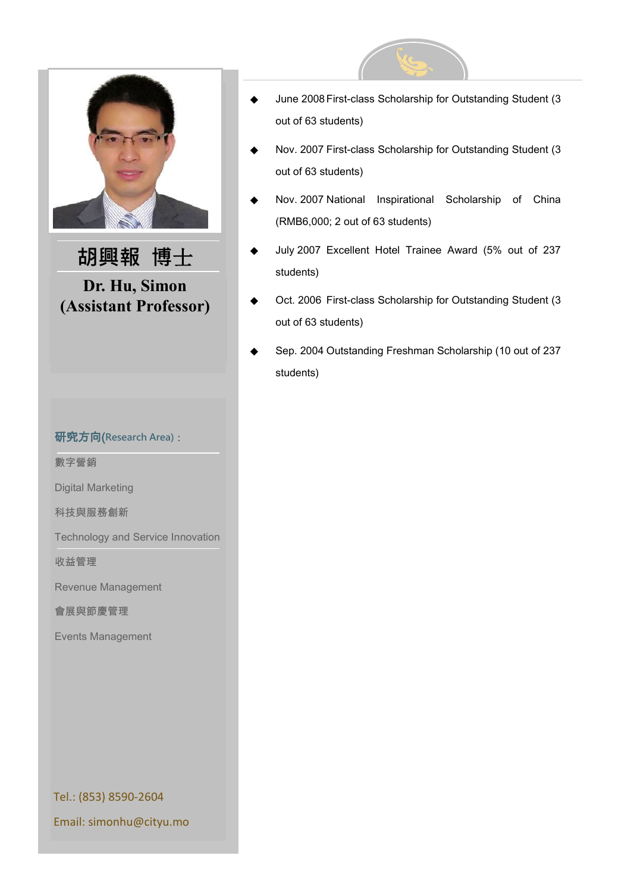# 胡興報 博士

**Dr. Hu, Simon**
**(Assistant Professor)**

研究方向(Research Area)：

數字營銷

Digital Marketing

科技與服務創新

Technology and Service Innovation

收益管理

Revenue Management

會展與節慶管理

Events Management

Tel.: (853) 8590-2604

Email: simonhu@cityu.mo

- June 2008 First-class Scholarship for Outstanding Student (3 out of 63 students)
- Nov. 2007 First-class Scholarship for Outstanding Student (3 out of 63 students)
- Nov. 2007 National Inspirational Scholarship of China (RMB6,000; 2 out of 63 students)
- July 2007 Excellent Hotel Trainee Award (5% out of 237 students)
- Oct. 2006 First-class Scholarship for Outstanding Student (3 out of 63 students)
- Sep. 2004 Outstanding Freshman Scholarship (10 out of 237 students)